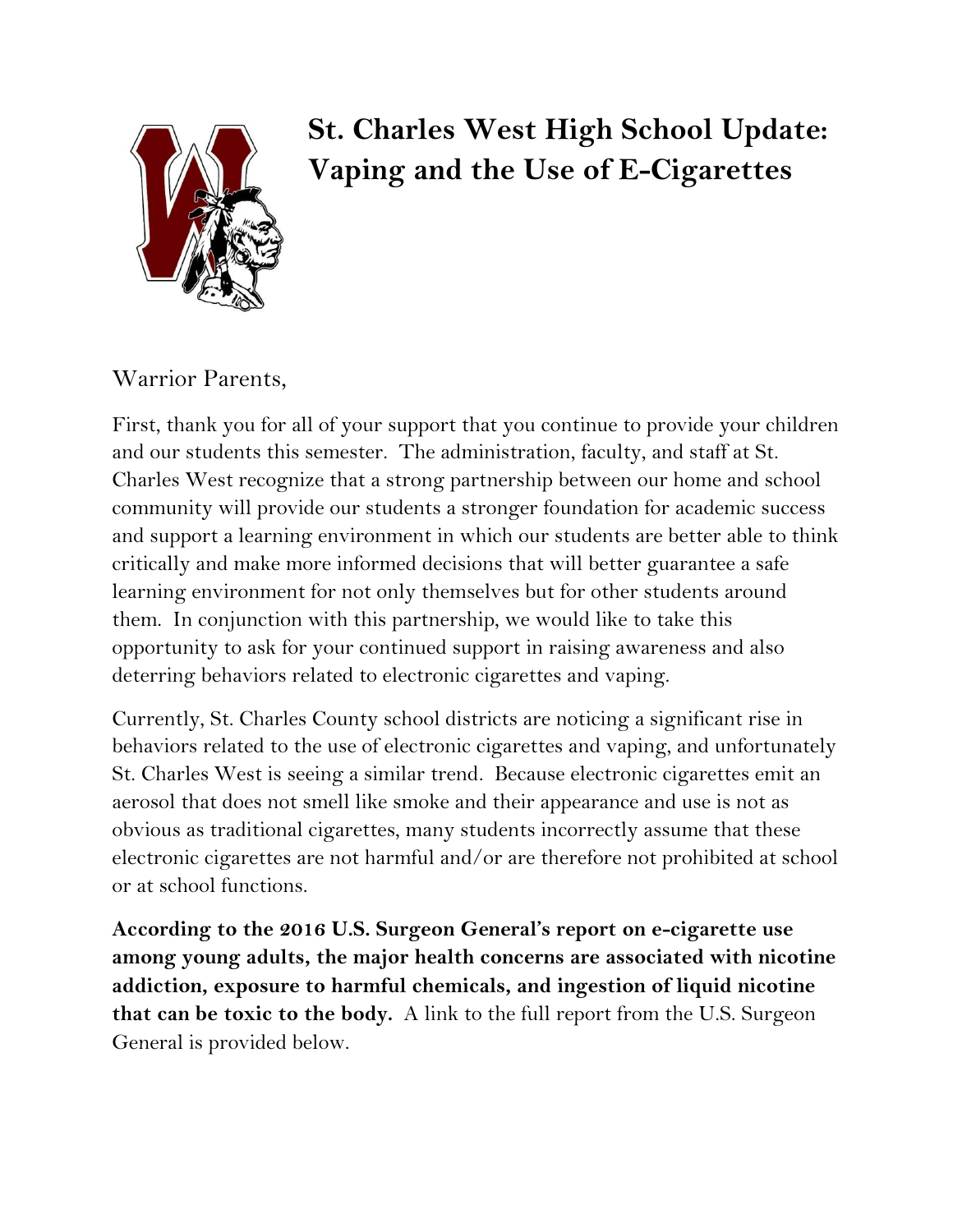# St. Charles West High School Update: Vaping and the Use of E-Cigarettes

Warrior Parents,

First, thank you for all of your support that you continue to provide your children and our students this semester. The administration, faculty, and staff at St. Charles West recognize that a strong partnership between our home and school community will provide our students a stronger foundation for academic success and support a learning environment in which our students are better able to think critically and make more informed decisions that will better guarantee a safe learning environment for not only themselves but for other students around them. In conjunction with this partnership, we would like to take this opportunity to ask for your continued support in raising awareness and also deterring behaviors related to electronic cigarettes and vaping.

Currently, St. Charles County school districts are noticing a significant rise in behaviors related to the use of electronic cigarettes and vaping, and unfortunately St. Charles West is seeing a similar trend. Because electronic cigarettes emit an aerosol that does not smell like smoke and their appearance and use is not as obvious as traditional cigarettes, many students incorrectly assume that these electronic cigarettes are not harmful and/or are therefore not prohibited at school or at school functions.

**According to the 2016 U.S. Surgeon General's report on e-cigarette use among young adults, the major health concerns are associated with nicotine addiction, exposure to harmful chemicals, and ingestion of liquid nicotine that can be toxic to the body.** A link to the full report from the U.S. Surgeon General is provided below.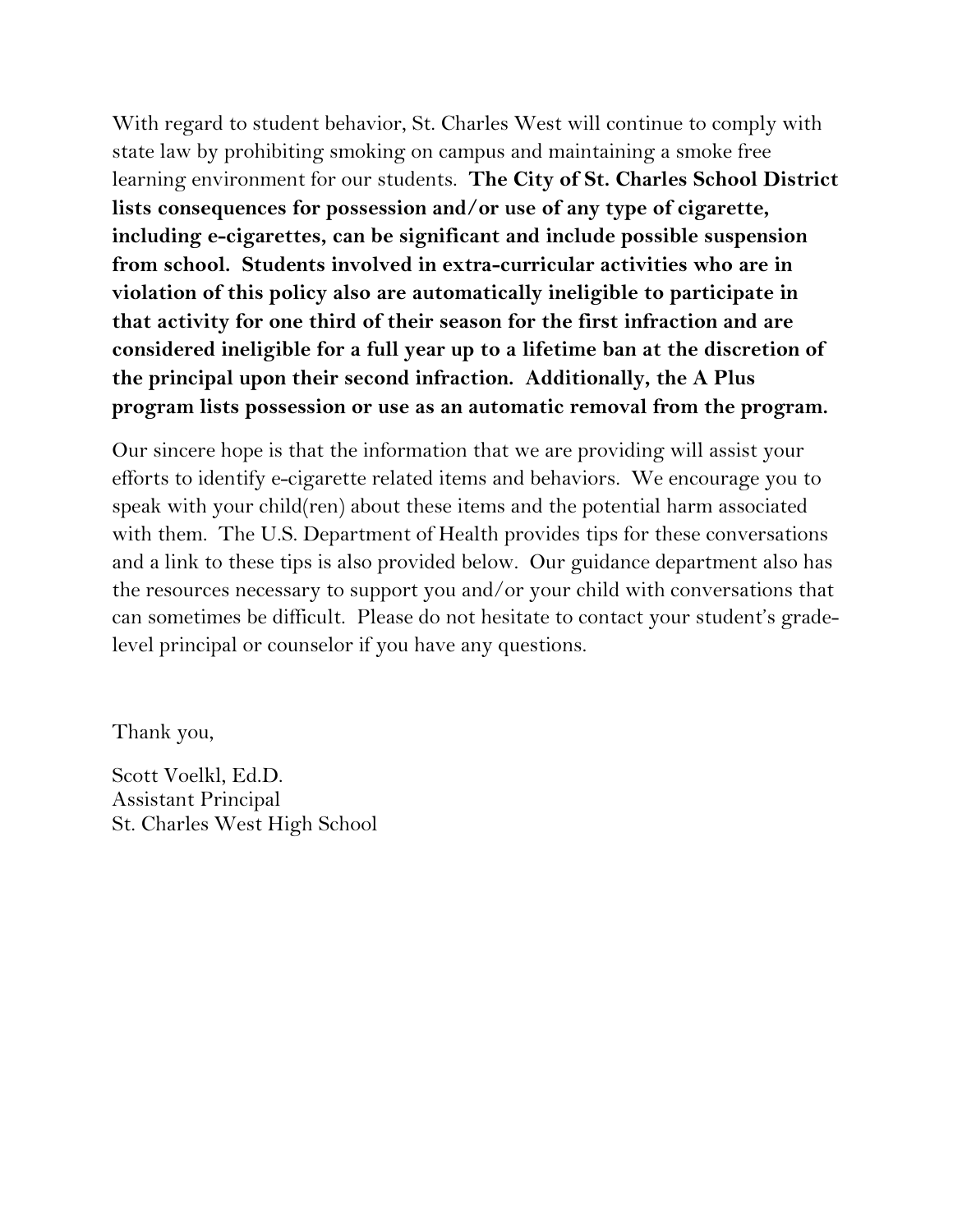With regard to student behavior, St. Charles West will continue to comply with state law by prohibiting smoking on campus and maintaining a smoke free learning environment for our students. **The City of St. Charles School District lists consequences for possession and/or use of any type of cigarette, including e-cigarettes, can be significant and include possible suspension from school. Students involved in extra-curricular activities who are in violation of this policy also are automatically ineligible to participate in that activity for one third of their season for the first infraction and are considered ineligible for a full year up to a lifetime ban at the discretion of the principal upon their second infraction. Additionally, the A Plus program lists possession or use as an automatic removal from the program.**

Our sincere hope is that the information that we are providing will assist your efforts to identify e-cigarette related items and behaviors. We encourage you to speak with your child(ren) about these items and the potential harm associated with them. The U.S. Department of Health provides tips for these conversations and a link to these tips is also provided below. Our guidance department also has the resources necessary to support you and/or your child with conversations that can sometimes be difficult. Please do not hesitate to contact your student's grade-level principal or counselor if you have any questions.

Thank you,

Scott Voelkl, Ed.D.  
Assistant Principal  
St. Charles West High School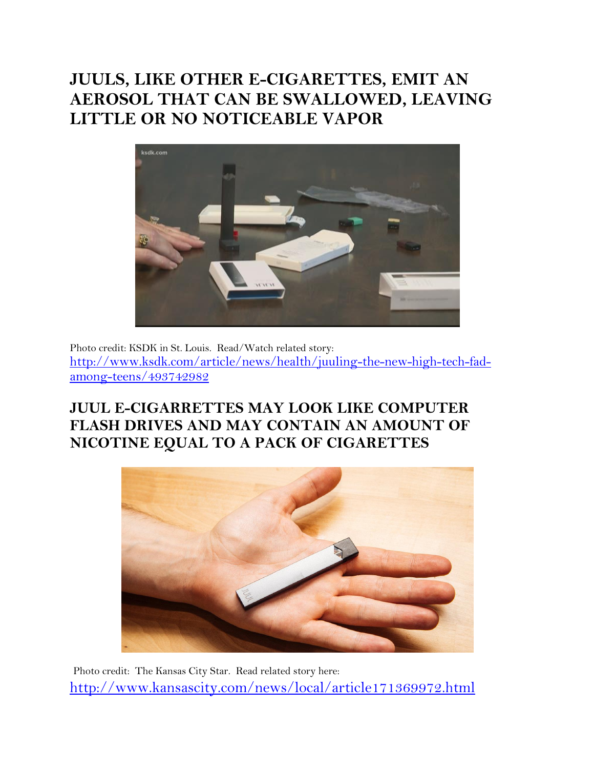## JUULS, LIKE OTHER E-CIGARETTES, EMIT AN AEROSOL THAT CAN BE SWALLOWED, LEAVING LITTLE OR NO NOTICEABLE VAPOR

Photo credit: KSDK in St. Louis. Read/Watch related story: http://www.ksdk.com/article/news/health/juuling-the-new-high-tech-fad-among-teens/493742982

## JUUL E-CIGARRETTES MAY LOOK LIKE COMPUTER FLASH DRIVES AND MAY CONTAIN AN AMOUNT OF NICOTINE EQUAL TO A PACK OF CIGARETTES

Photo credit: The Kansas City Star. Read related story here: http://www.kansascity.com/news/local/article171369972.html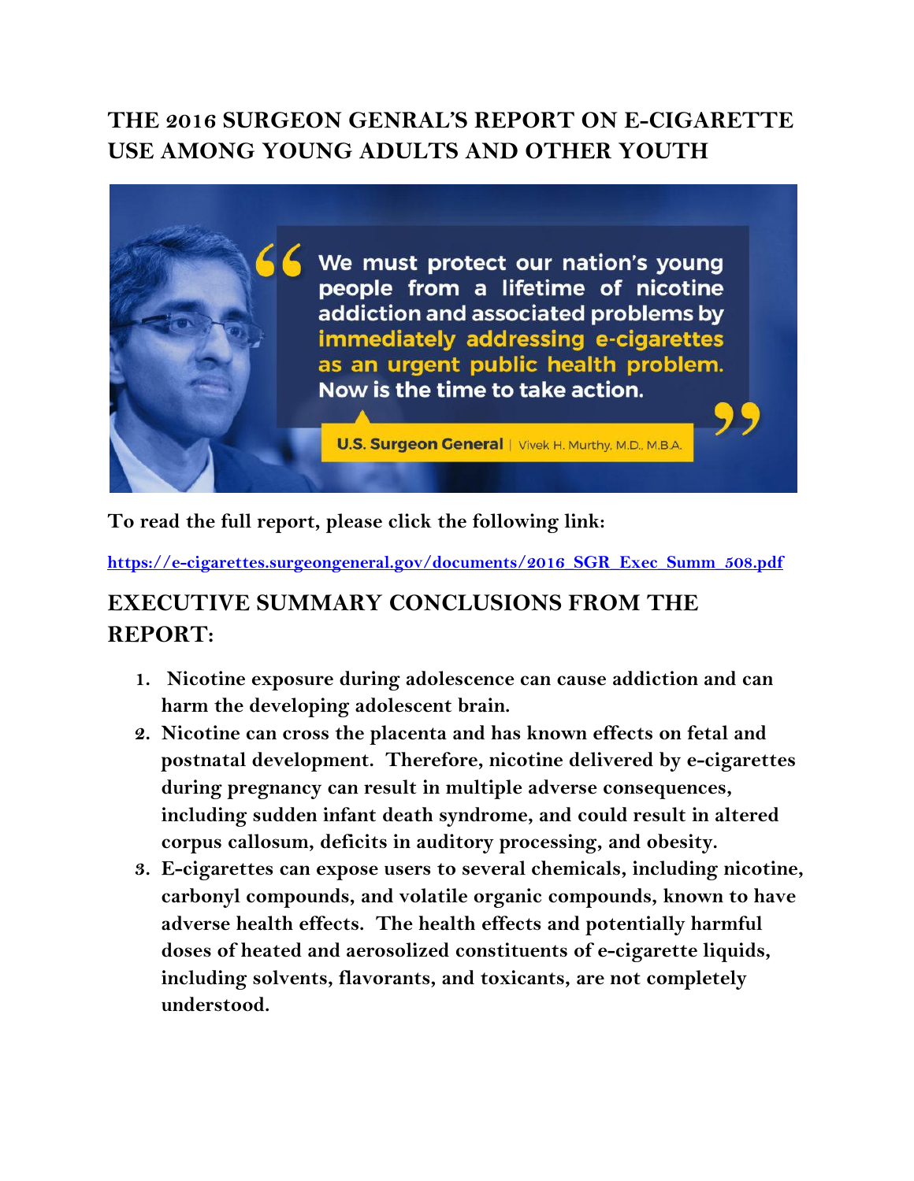## THE 2016 SURGEON GENRAL'S REPORT ON E-CIGARETTE USE AMONG YOUNG ADULTS AND OTHER YOUTH

We must protect our nation's young people from a lifetime of nicotine addiction and associated problems by immediately addressing e-cigarettes as an urgent public health problem. Now is the time to take action.

U.S. Surgeon General | Vivek H. Murthy, M.D., M.B.A.

**To read the full report, please click the following link:**

[https://e-cigarettes.surgeongeneral.gov/documents/2016_SGR_Exec_Summ_508.pdf](https://e-cigarettes.surgeongeneral.gov/documents/2016_SGR_Exec_Summ_508.pdf)

## EXECUTIVE SUMMARY CONCLUSIONS FROM THE REPORT:

1. **Nicotine exposure during adolescence can cause addiction and can harm the developing adolescent brain.**
2. **Nicotine can cross the placenta and has known effects on fetal and postnatal development. Therefore, nicotine delivered by e-cigarettes during pregnancy can result in multiple adverse consequences, including sudden infant death syndrome, and could result in altered corpus callosum, deficits in auditory processing, and obesity.**
3. **E-cigarettes can expose users to several chemicals, including nicotine, carbonyl compounds, and volatile organic compounds, known to have adverse health effects. The health effects and potentially harmful doses of heated and aerosolized constituents of e-cigarette liquids, including solvents, flavorants, and toxicants, are not completely understood.**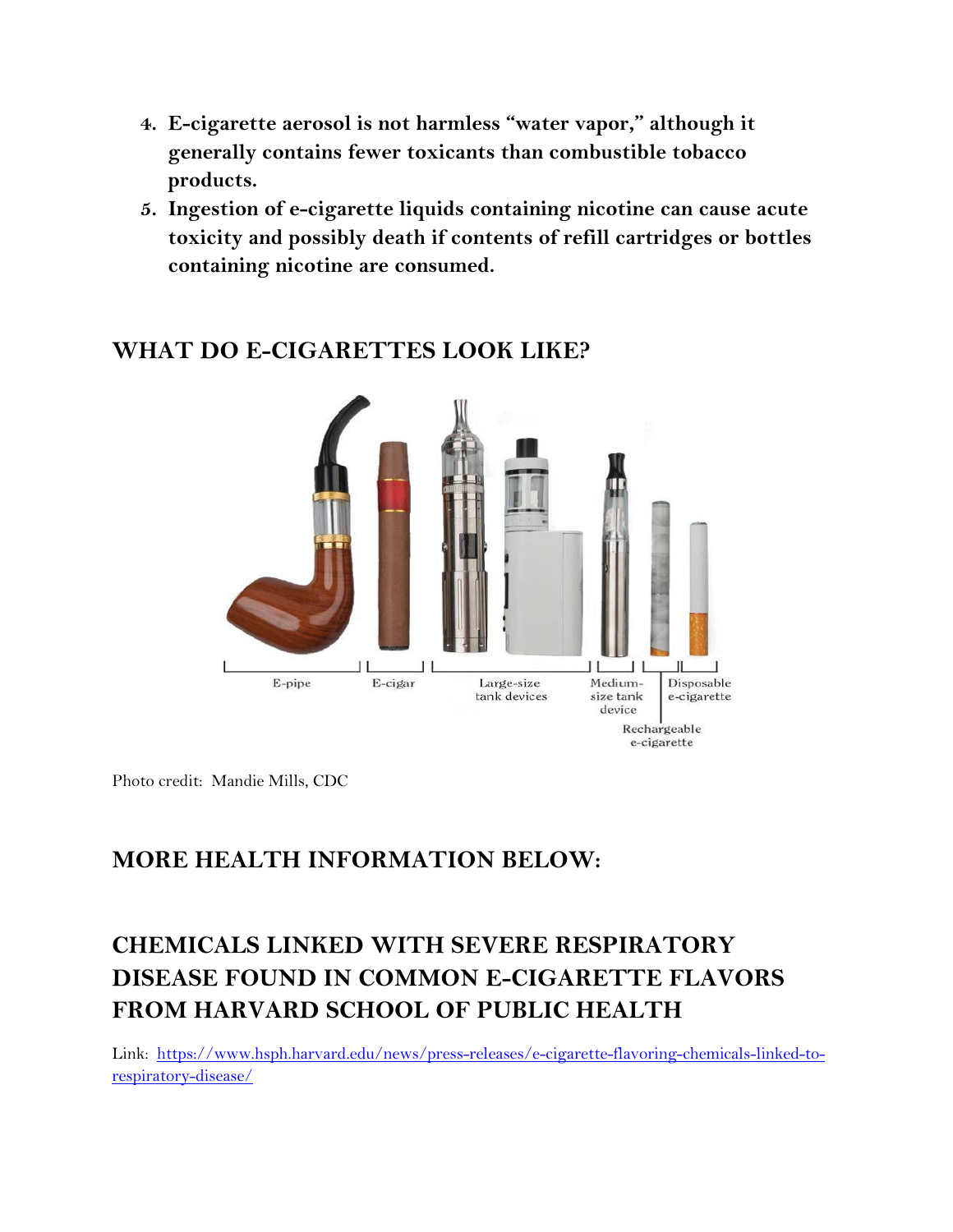4. **E-cigarette aerosol is not harmless "water vapor," although it generally contains fewer toxicants than combustible tobacco products.**
5. **Ingestion of e-cigarette liquids containing nicotine can cause acute toxicity and possibly death if contents of refill cartridges or bottles containing nicotine are consumed.**

## WHAT DO E-CIGARETTES LOOK LIKE?

E-pipe | E-cigar | Large-size tank devices | Medium-size tank device | Rechargeable e-cigarette | Disposable e-cigarette

Photo credit: Mandie Mills, CDC

## MORE HEALTH INFORMATION BELOW:

## CHEMICALS LINKED WITH SEVERE RESPIRATORY DISEASE FOUND IN COMMON E-CIGARETTE FLAVORS FROM HARVARD SCHOOL OF PUBLIC HEALTH

Link: [https://www.hsph.harvard.edu/news/press-releases/e-cigarette-flavoring-chemicals-linked-to-respiratory-disease/](https://www.hsph.harvard.edu/news/press-releases/e-cigarette-flavoring-chemicals-linked-to-respiratory-disease/)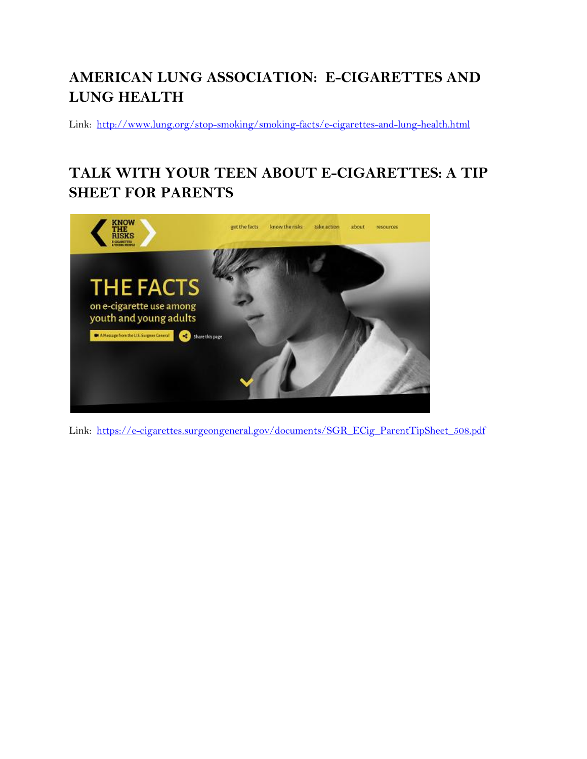## AMERICAN LUNG ASSOCIATION: E-CIGARETTES AND LUNG HEALTH

Link: http://www.lung.org/stop-smoking/smoking-facts/e-cigarettes-and-lung-health.html

## TALK WITH YOUR TEEN ABOUT E-CIGARETTES: A TIP SHEET FOR PARENTS

Link: https://e-cigarettes.surgeongeneral.gov/documents/SGR_ECig_ParentTipSheet_508.pdf